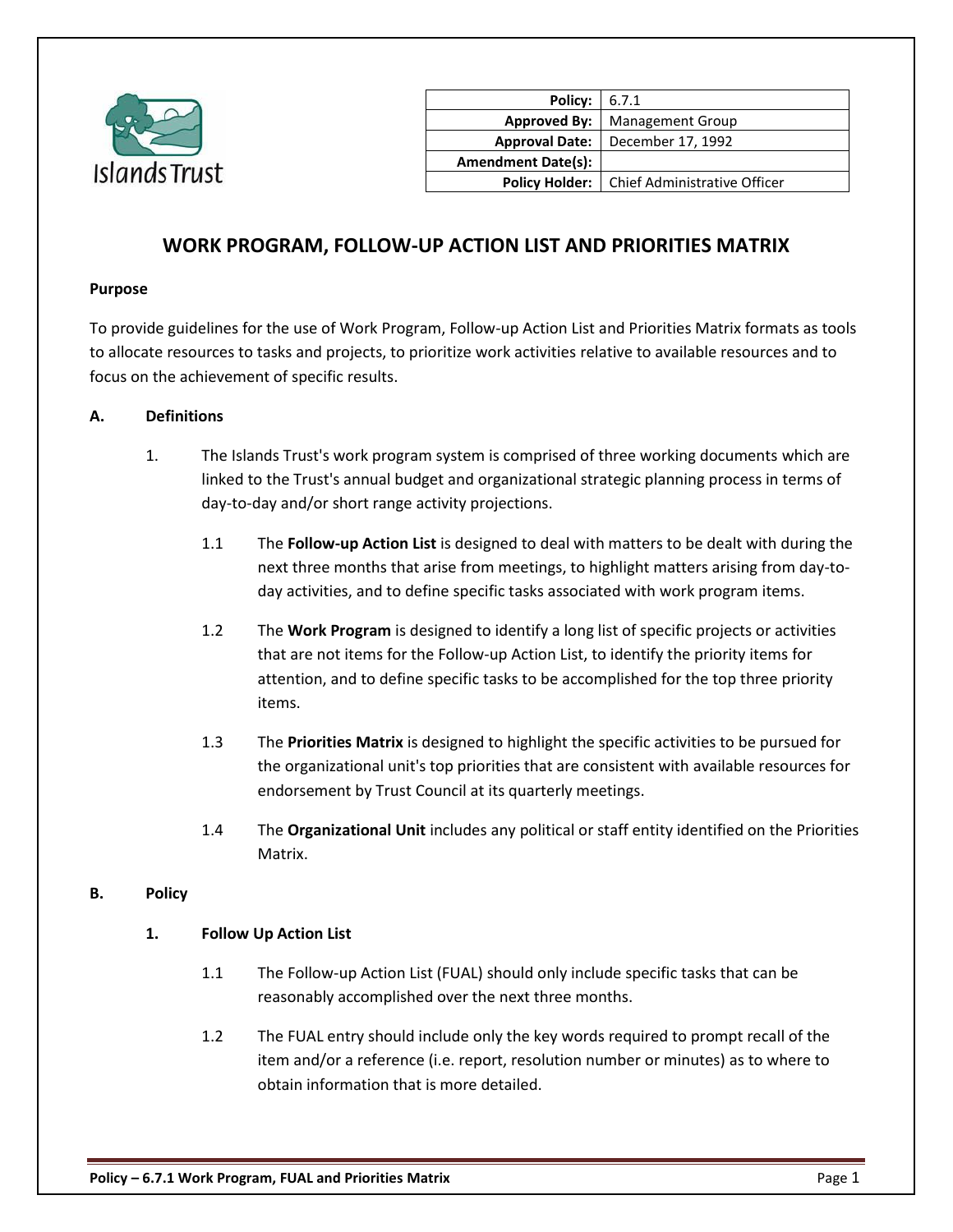| Policy: | 6.7.1 |
|---|---|
| Approved By: | Management Group |
| Approval Date: | December 17, 1992 |
| Amendment Date(s): | |
| Policy Holder: | Chief Administrative Officer |

# WORK PROGRAM, FOLLOW-UP ACTION LIST AND PRIORITIES MATRIX

**Purpose**

To provide guidelines for the use of Work Program, Follow-up Action List and Priorities Matrix formats as tools to allocate resources to tasks and projects, to prioritize work activities relative to available resources and to focus on the achievement of specific results.

## A. Definitions

1. The Islands Trust's work program system is comprised of three working documents which are linked to the Trust's annual budget and organizational strategic planning process in terms of day-to-day and/or short range activity projections.

   1.1 The **Follow-up Action List** is designed to deal with matters to be dealt with during the next three months that arise from meetings, to highlight matters arising from day-to-day activities, and to define specific tasks associated with work program items.

   1.2 The **Work Program** is designed to identify a long list of specific projects or activities that are not items for the Follow-up Action List, to identify the priority items for attention, and to define specific tasks to be accomplished for the top three priority items.

   1.3 The **Priorities Matrix** is designed to highlight the specific activities to be pursued for the organizational unit's top priorities that are consistent with available resources for endorsement by Trust Council at its quarterly meetings.

   1.4 The **Organizational Unit** includes any political or staff entity identified on the Priorities Matrix.

## B. Policy

### 1. Follow Up Action List

1.1 The Follow-up Action List (FUAL) should only include specific tasks that can be reasonably accomplished over the next three months.

1.2 The FUAL entry should include only the key words required to prompt recall of the item and/or a reference (i.e. report, resolution number or minutes) as to where to obtain information that is more detailed.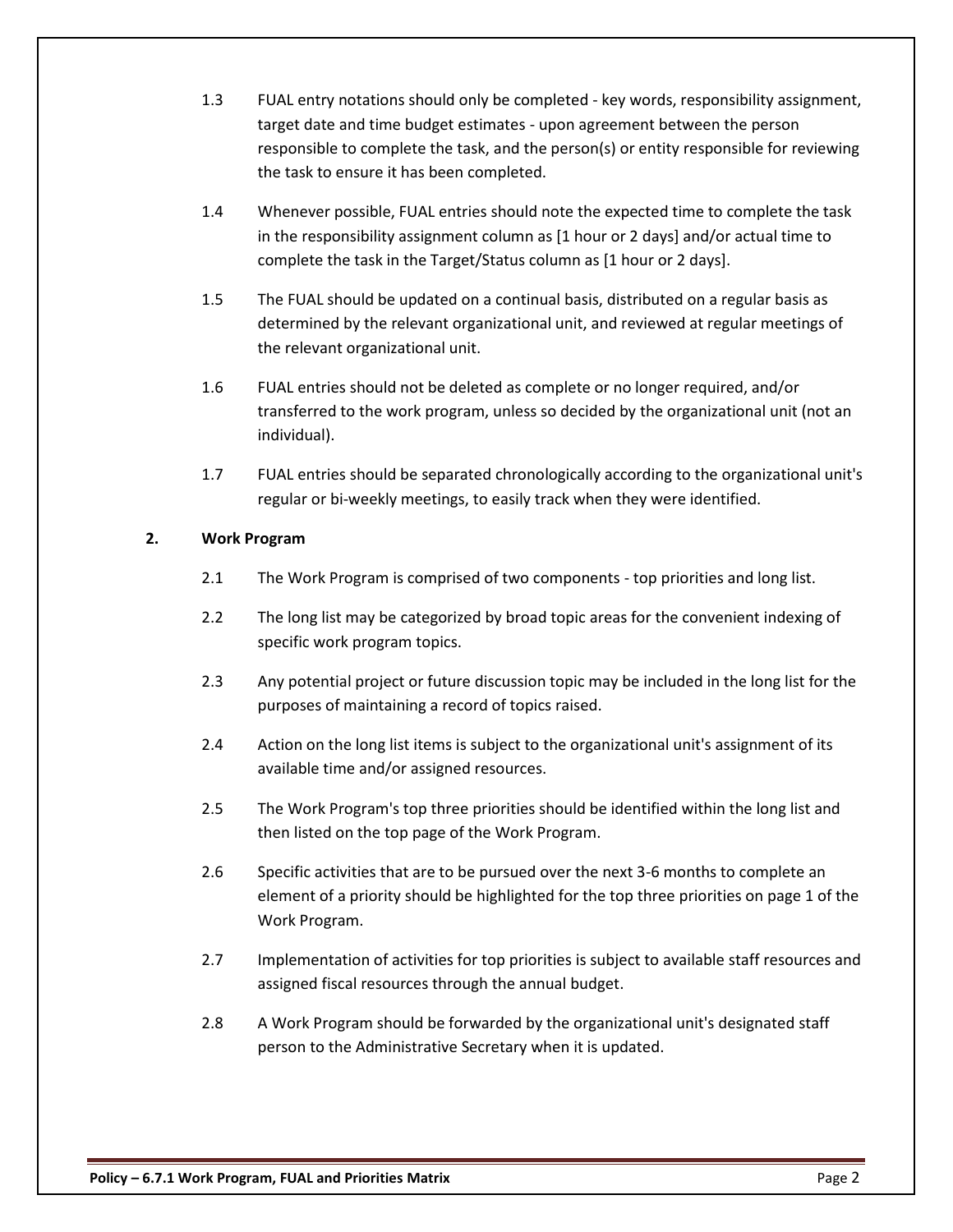1.3 FUAL entry notations should only be completed - key words, responsibility assignment, target date and time budget estimates - upon agreement between the person responsible to complete the task, and the person(s) or entity responsible for reviewing the task to ensure it has been completed.

1.4 Whenever possible, FUAL entries should note the expected time to complete the task in the responsibility assignment column as [1 hour or 2 days] and/or actual time to complete the task in the Target/Status column as [1 hour or 2 days].

1.5 The FUAL should be updated on a continual basis, distributed on a regular basis as determined by the relevant organizational unit, and reviewed at regular meetings of the relevant organizational unit.

1.6 FUAL entries should not be deleted as complete or no longer required, and/or transferred to the work program, unless so decided by the organizational unit (not an individual).

1.7 FUAL entries should be separated chronologically according to the organizational unit's regular or bi-weekly meetings, to easily track when they were identified.

## 2. Work Program

2.1 The Work Program is comprised of two components - top priorities and long list.

2.2 The long list may be categorized by broad topic areas for the convenient indexing of specific work program topics.

2.3 Any potential project or future discussion topic may be included in the long list for the purposes of maintaining a record of topics raised.

2.4 Action on the long list items is subject to the organizational unit's assignment of its available time and/or assigned resources.

2.5 The Work Program's top three priorities should be identified within the long list and then listed on the top page of the Work Program.

2.6 Specific activities that are to be pursued over the next 3-6 months to complete an element of a priority should be highlighted for the top three priorities on page 1 of the Work Program.

2.7 Implementation of activities for top priorities is subject to available staff resources and assigned fiscal resources through the annual budget.

2.8 A Work Program should be forwarded by the organizational unit's designated staff person to the Administrative Secretary when it is updated.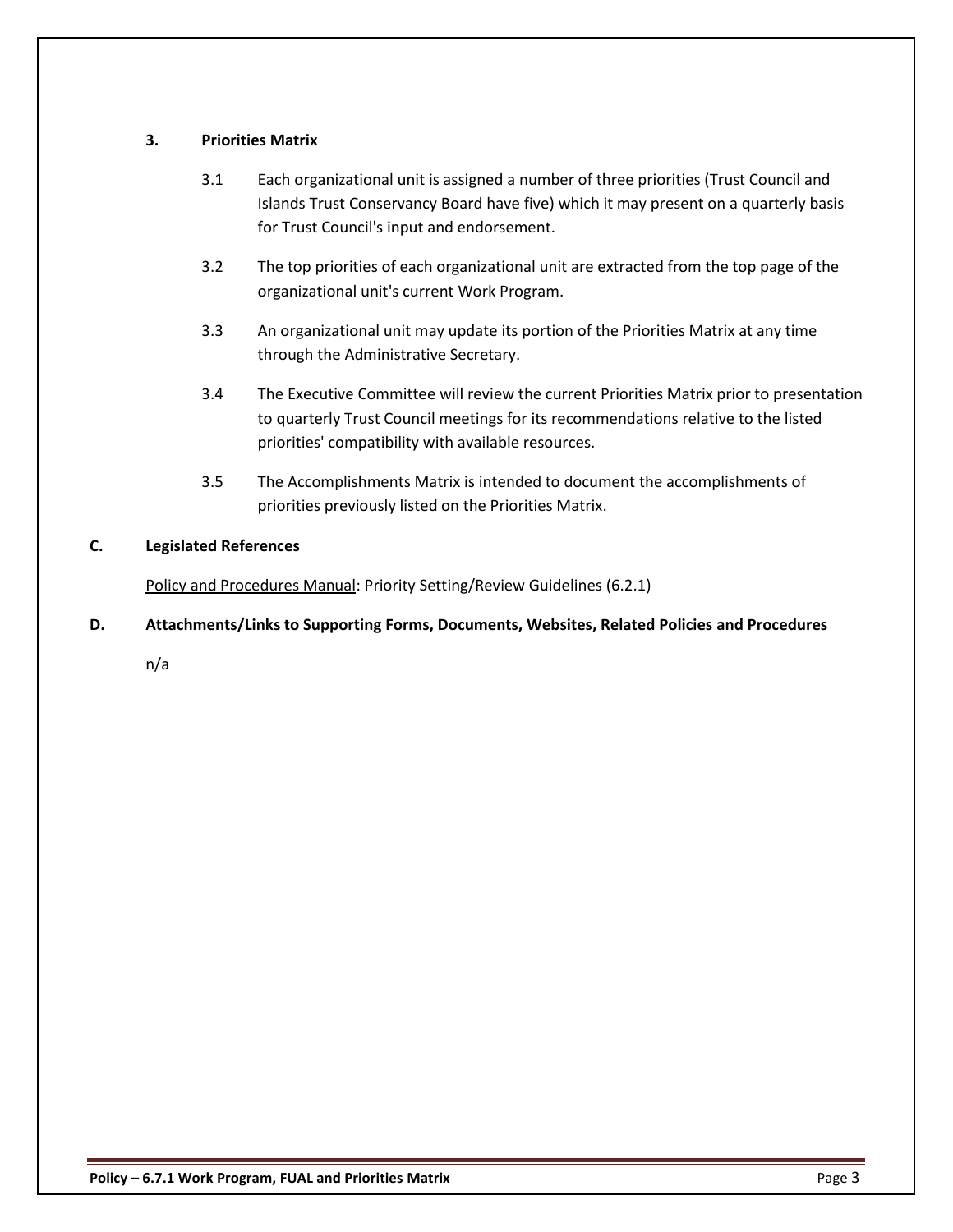### 3. Priorities Matrix

3.1 Each organizational unit is assigned a number of three priorities (Trust Council and Islands Trust Conservancy Board have five) which it may present on a quarterly basis for Trust Council's input and endorsement.

3.2 The top priorities of each organizational unit are extracted from the top page of the organizational unit's current Work Program.

3.3 An organizational unit may update its portion of the Priorities Matrix at any time through the Administrative Secretary.

3.4 The Executive Committee will review the current Priorities Matrix prior to presentation to quarterly Trust Council meetings for its recommendations relative to the listed priorities' compatibility with available resources.

3.5 The Accomplishments Matrix is intended to document the accomplishments of priorities previously listed on the Priorities Matrix.

## C. Legislated References

Policy and Procedures Manual: Priority Setting/Review Guidelines (6.2.1)

## D. Attachments/Links to Supporting Forms, Documents, Websites, Related Policies and Procedures

n/a